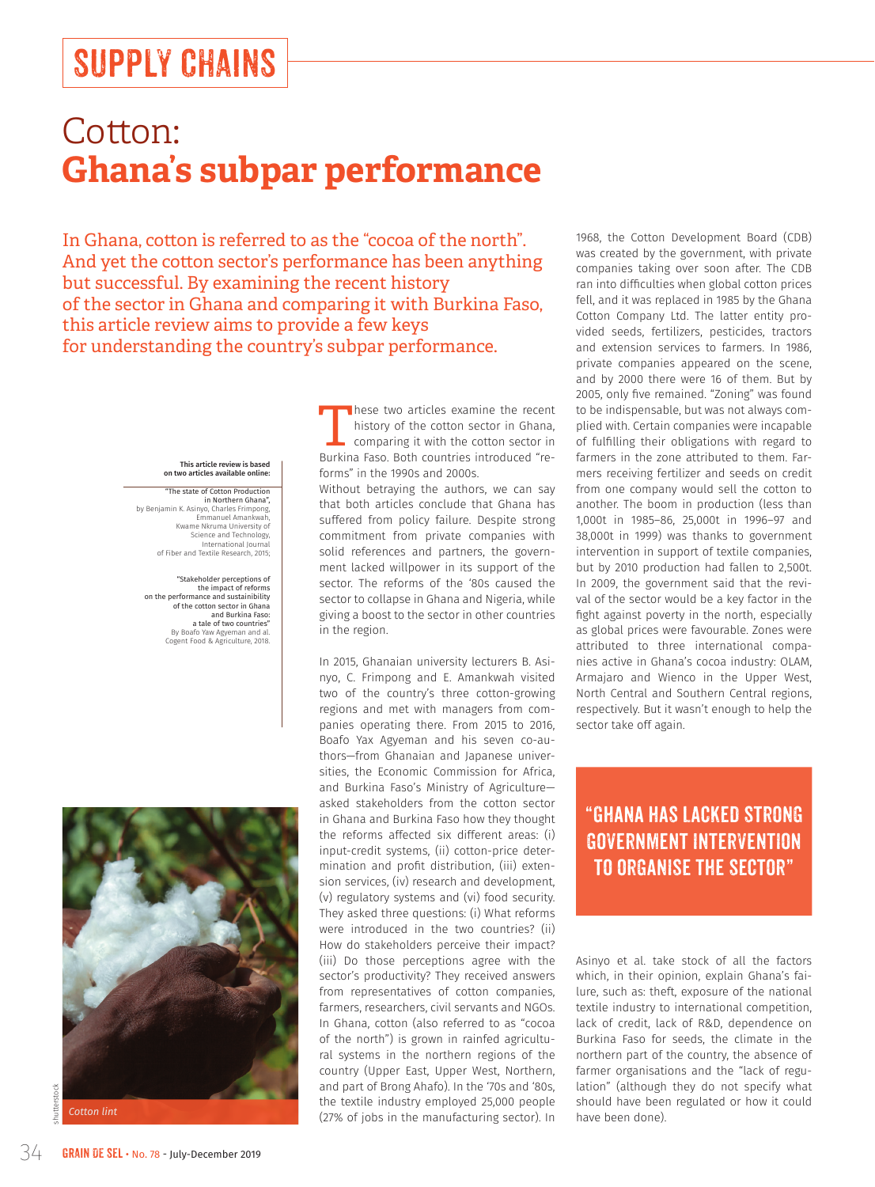SUPPLY CHAINS

# Cotton: **Ghana's subpar performance**

In Ghana, cotton is referred to as the "cocoa of the north". And yet the cotton sector's performance has been anything but successful. By examining the recent history of the sector in Ghana and comparing it with Burkina Faso, this article review aims to provide a few keys for understanding the country's subpar performance.

**This article review is based on two articles available online:**

"The state of Cotton Production in Northern Ghana", by Benjamin K. Asinyo, Charles Frimpong, Emmanuel Amankwah, Kwame Nkruma University of Science and Technology, International Journal of Fiber and Textile Research, 2015;

"Stakeholder perceptions of the impact of reforms on the performance and sustainibility of the cotton sector in Ghana and Burkina Faso: a tale of two countries" By Boafo Yaw Agyeman and al. Cogent Food & Agriculture, 2018.

These two articles examine the recent history of the cotton sector in Ghana, comparing it with the cotton sector in Burkina Faso. Both countries introduced "reforms" in the 1990s and 2000s.

Without betraying the authors, we can say that both articles conclude that Ghana has suffered from policy failure. Despite strong commitment from private companies with solid references and partners, the government lacked willpower in its support of the sector. The reforms of the '80s caused the sector to collapse in Ghana and Nigeria, while giving a boost to the sector in other countries in the region.

In 2015, Ghanaian university lecturers B. Asinyo, C. Frimpong and E. Amankwah visited two of the country's three cotton-growing regions and met with managers from companies operating there. From 2015 to 2016, Boafo Yax Agyeman and his seven co-authors—from Ghanaian and Japanese universities, the Economic Commission for Africa, and Burkina Faso's Ministry of Agriculture—asked stakeholders from the cotton sector in Ghana and Burkina Faso how they thought the reforms affected six different areas: (i) input-credit systems, (ii) cotton-price determination and profit distribution, (iii) extension services, (iv) research and development, (v) regulatory systems and (vi) food security. They asked three questions: (i) What reforms were introduced in the two countries? (ii) How do stakeholders perceive their impact? (iii) Do those perceptions agree with the sector's productivity? They received answers from representatives of cotton companies, farmers, researchers, civil servants and NGOs. In Ghana, cotton (also referred to as "cocoa of the north") is grown in rainfed agricultural systems in the northern regions of the country (Upper East, Upper West, Northern, and part of Brong Ahafo). In the '70s and '80s, the textile industry employed 25,000 people (27% of jobs in the manufacturing sector). In 1968, the Cotton Development Board (CDB) was created by the government, with private companies taking over soon after. The CDB ran into difficulties when global cotton prices fell, and it was replaced in 1985 by the Ghana Cotton Company Ltd. The latter entity provided seeds, fertilizers, pesticides, tractors and extension services to farmers. In 1986, private companies appeared on the scene, and by 2000 there were 16 of them. But by 2005, only five remained. "Zoning" was found to be indispensable, but was not always complied with. Certain companies were incapable of fulfilling their obligations with regard to farmers in the zone attributed to them. Farmers receiving fertilizer and seeds on credit from one company would sell the cotton to another. The boom in production (less than 1,000t in 1985–86, 25,000t in 1996–97 and 38,000t in 1999) was thanks to government intervention in support of textile companies, but by 2010 production had fallen to 2,500t. In 2009, the government said that the revival of the sector would be a key factor in the fight against poverty in the north, especially as global prices were favourable. Zones were attributed to three international companies active in Ghana's cocoa industry: OLAM, Armajaro and Wienco in the Upper West, North Central and Southern Central regions, respectively. But it wasn't enough to help the sector take off again.

> "Ghana has lacked strong government intervention to organise the sector"

Asinyo et al. take stock of all the factors which, in their opinion, explain Ghana's failure, such as: theft, exposure of the national textile industry to international competition, lack of credit, lack of R&D, dependence on Burkina Faso for seeds, the climate in the northern part of the country, the absence of farmer organisations and the "lack of regulation" (although they do not specify what should have been regulated or how it could have been done).

*Cotton lint*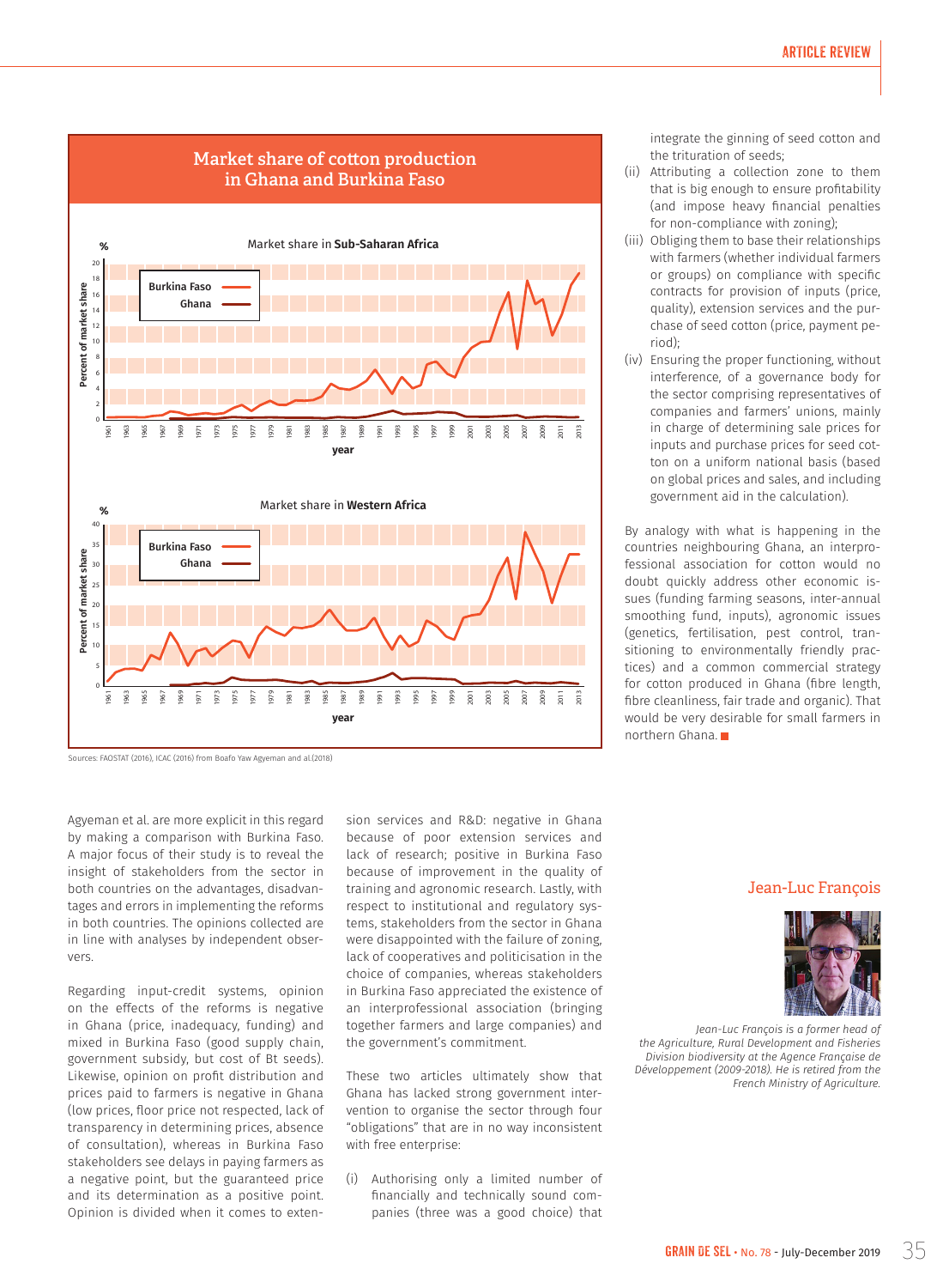## Market share of cotton production in Ghana and Burkina Faso

Market share in **Sub-Saharan Africa**

%

Percent of market share

20
18
16
14
12
10
8
6
4
2
0

Burkina Faso
Ghana

1961 1963 1965 1967 1969 1971 1973 1975 1977 1979 1981 1983 1985 1987 1989 1991 1993 1995 1997 1999 2001 2003 2005 2007 2009 2011 2013

year

Market share in **Western Africa**

%

Percent of market share

40
35
30
25
20
15
10
5
0

Burkina Faso
Ghana

1961 1963 1965 1967 1969 1971 1973 1975 1977 1979 1981 1983 1985 1987 1989 1991 1993 1995 1997 1999 2001 2003 2005 2007 2009 2011 2013

year

Sources: FAOSTAT (2016), ICAC (2016) from Boafo Yaw Agyeman and al.(2018)

Agyeman et al. are more explicit in this regard by making a comparison with Burkina Faso. A major focus of their study is to reveal the insight of stakeholders from the sector in both countries on the advantages, disadvantages and errors in implementing the reforms in both countries. The opinions collected are in line with analyses by independent observers.

Regarding input-credit systems, opinion on the effects of the reforms is negative in Ghana (price, inadequacy, funding) and mixed in Burkina Faso (good supply chain, government subsidy, but cost of Bt seeds). Likewise, opinion on profit distribution and prices paid to farmers is negative in Ghana (low prices, floor price not respected, lack of transparency in determining prices, absence of consultation), whereas in Burkina Faso stakeholders see delays in paying farmers as a negative point, but the guaranteed price and its determination as a positive point. Opinion is divided when it comes to extension services and R&D: negative in Ghana because of poor extension services and lack of research; positive in Burkina Faso because of improvement in the quality of training and agronomic research. Lastly, with respect to institutional and regulatory systems, stakeholders from the sector in Ghana were disappointed with the failure of zoning, lack of cooperatives and politicisation in the choice of companies, whereas stakeholders in Burkina Faso appreciated the existence of an interprofessional association (bringing together farmers and large companies) and the government's commitment.

These two articles ultimately show that Ghana has lacked strong government intervention to organise the sector through four "obligations" that are in no way inconsistent with free enterprise:

(i) Authorising only a limited number of financially and technically sound companies (three was a good choice) that integrate the ginning of seed cotton and the trituration of seeds;

(ii) Attributing a collection zone to them that is big enough to ensure profitability (and impose heavy financial penalties for non-compliance with zoning);

(iii) Obliging them to base their relationships with farmers (whether individual farmers or groups) on compliance with specific contracts for provision of inputs (price, quality), extension services and the purchase of seed cotton (price, payment period);

(iv) Ensuring the proper functioning, without interference, of a governance body for the sector comprising representatives of companies and farmers' unions, mainly in charge of determining sale prices for inputs and purchase prices for seed cotton on a uniform national basis (based on global prices and sales, and including government aid in the calculation).

By analogy with what is happening in the countries neighbouring Ghana, an interprofessional association for cotton would no doubt quickly address other economic issues (funding farming seasons, inter-annual smoothing fund, inputs), agronomic issues (genetics, fertilisation, pest control, transitioning to environmentally friendly practices) and a common commercial strategy for cotton produced in Ghana (fibre length, fibre cleanliness, fair trade and organic). That would be very desirable for small farmers in northern Ghana. ■

Jean-Luc François

*Jean-Luc François is a former head of the Agriculture, Rural Development and Fisheries Division biodiversity at the Agence Française de Développement (2009-2018). He is retired from the French Ministry of Agriculture.*